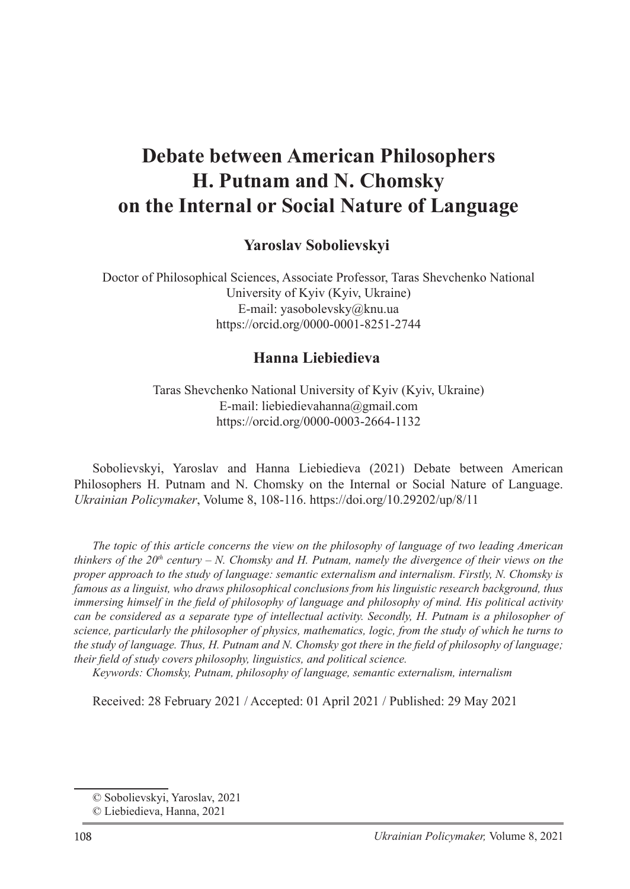# Debate between American Philosophers H. Putnam and N. Chomsky on the Internal or Social Nature of Language

**Yaroslav Sobolievskyi**

Doctor of Philosophical Sciences, Associate Professor, Taras Shevchenko National University of Kyiv (Kyiv, Ukraine)
E-mail: yasobolevsky@knu.ua
https://orcid.org/0000-0001-8251-2744

**Hanna Liebiedieva**

Taras Shevchenko National University of Kyiv (Kyiv, Ukraine)
E-mail: liebiedievahanna@gmail.com
https://orcid.org/0000-0003-2664-1132

Sobolievskyi, Yaroslav and Hanna Liebiedieva (2021) Debate between American Philosophers H. Putnam and N. Chomsky on the Internal or Social Nature of Language. *Ukrainian Policymaker*, Volume 8, 108-116. https://doi.org/10.29202/up/8/11

*The topic of this article concerns the view on the philosophy of language of two leading American thinkers of the 20th century – N. Chomsky and H. Putnam, namely the divergence of their views on the proper approach to the study of language: semantic externalism and internalism. Firstly, N. Chomsky is famous as a linguist, who draws philosophical conclusions from his linguistic research background, thus immersing himself in the field of philosophy of language and philosophy of mind. His political activity can be considered as a separate type of intellectual activity. Secondly, H. Putnam is a philosopher of science, particularly the philosopher of physics, mathematics, logic, from the study of which he turns to the study of language. Thus, H. Putnam and N. Chomsky got there in the field of philosophy of language; their field of study covers philosophy, linguistics, and political science.*

*Keywords: Chomsky, Putnam, philosophy of language, semantic externalism, internalism*

Received: 28 February 2021 / Accepted: 01 April 2021 / Published: 29 May 2021

© Sobolievskyi, Yaroslav, 2021
© Liebiedieva, Hanna, 2021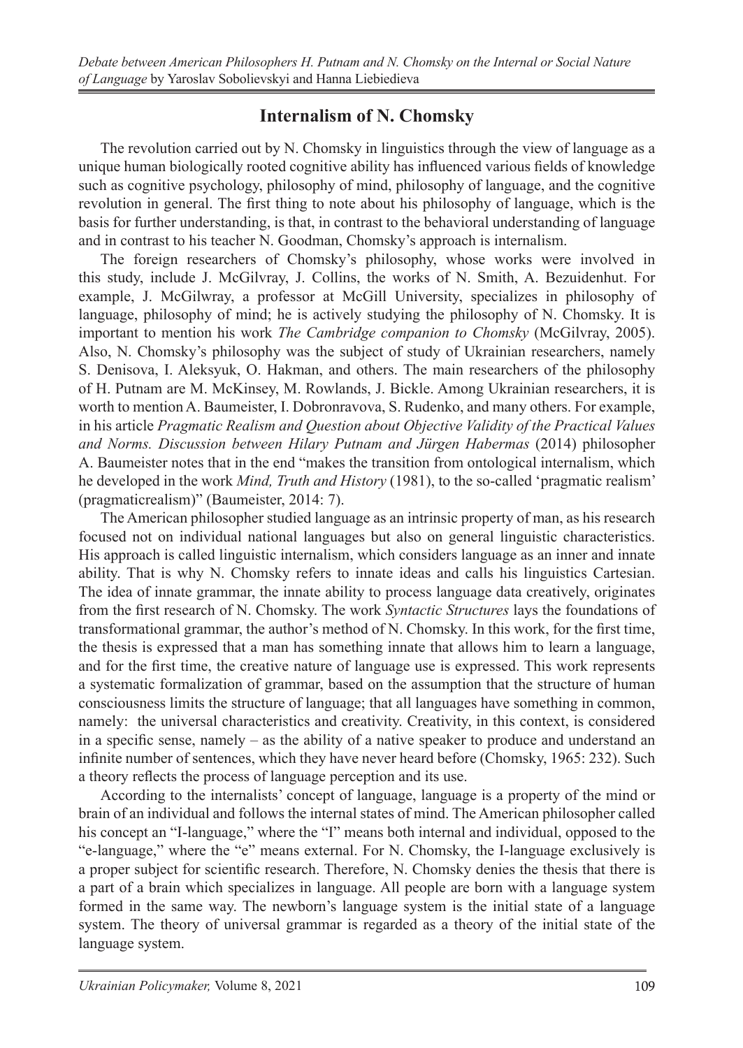## Internalism of N. Chomsky

The revolution carried out by N. Chomsky in linguistics through the view of language as a unique human biologically rooted cognitive ability has influenced various fields of knowledge such as cognitive psychology, philosophy of mind, philosophy of language, and the cognitive revolution in general. The first thing to note about his philosophy of language, which is the basis for further understanding, is that, in contrast to the behavioral understanding of language and in contrast to his teacher N. Goodman, Chomsky's approach is internalism.

The foreign researchers of Chomsky's philosophy, whose works were involved in this study, include J. McGilvray, J. Collins, the works of N. Smith, A. Bezuidenhut. For example, J. McGilwray, a professor at McGill University, specializes in philosophy of language, philosophy of mind; he is actively studying the philosophy of N. Chomsky. It is important to mention his work *The Cambridge companion to Chomsky* (McGilvray, 2005). Also, N. Chomsky's philosophy was the subject of study of Ukrainian researchers, namely S. Denisova, I. Aleksyuk, O. Hakman, and others. The main researchers of the philosophy of H. Putnam are M. McKinsey, M. Rowlands, J. Bickle. Among Ukrainian researchers, it is worth to mention A. Baumeister, I. Dobronravova, S. Rudenko, and many others. For example, in his article *Pragmatic Realism and Question about Objective Validity of the Practical Values and Norms. Discussion between Hilary Putnam and Jürgen Habermas* (2014) philosopher A. Baumeister notes that in the end "makes the transition from ontological internalism, which he developed in the work *Mind, Truth and History* (1981), to the so-called 'pragmatic realism' (pragmaticrealism)" (Baumeister, 2014: 7).

The American philosopher studied language as an intrinsic property of man, as his research focused not on individual national languages but also on general linguistic characteristics. His approach is called linguistic internalism, which considers language as an inner and innate ability. That is why N. Chomsky refers to innate ideas and calls his linguistics Cartesian. The idea of innate grammar, the innate ability to process language data creatively, originates from the first research of N. Chomsky. The work *Syntactic Structures* lays the foundations of transformational grammar, the author's method of N. Chomsky. In this work, for the first time, the thesis is expressed that a man has something innate that allows him to learn a language, and for the first time, the creative nature of language use is expressed. This work represents a systematic formalization of grammar, based on the assumption that the structure of human consciousness limits the structure of language; that all languages have something in common, namely: the universal characteristics and creativity. Creativity, in this context, is considered in a specific sense, namely – as the ability of a native speaker to produce and understand an infinite number of sentences, which they have never heard before (Chomsky, 1965: 232). Such a theory reflects the process of language perception and its use.

According to the internalists' concept of language, language is a property of the mind or brain of an individual and follows the internal states of mind. The American philosopher called his concept an "I-language," where the "I" means both internal and individual, opposed to the "e-language," where the "e" means external. For N. Chomsky, the I-language exclusively is a proper subject for scientific research. Therefore, N. Chomsky denies the thesis that there is a part of a brain which specializes in language. All people are born with a language system formed in the same way. The newborn's language system is the initial state of a language system. The theory of universal grammar is regarded as a theory of the initial state of the language system.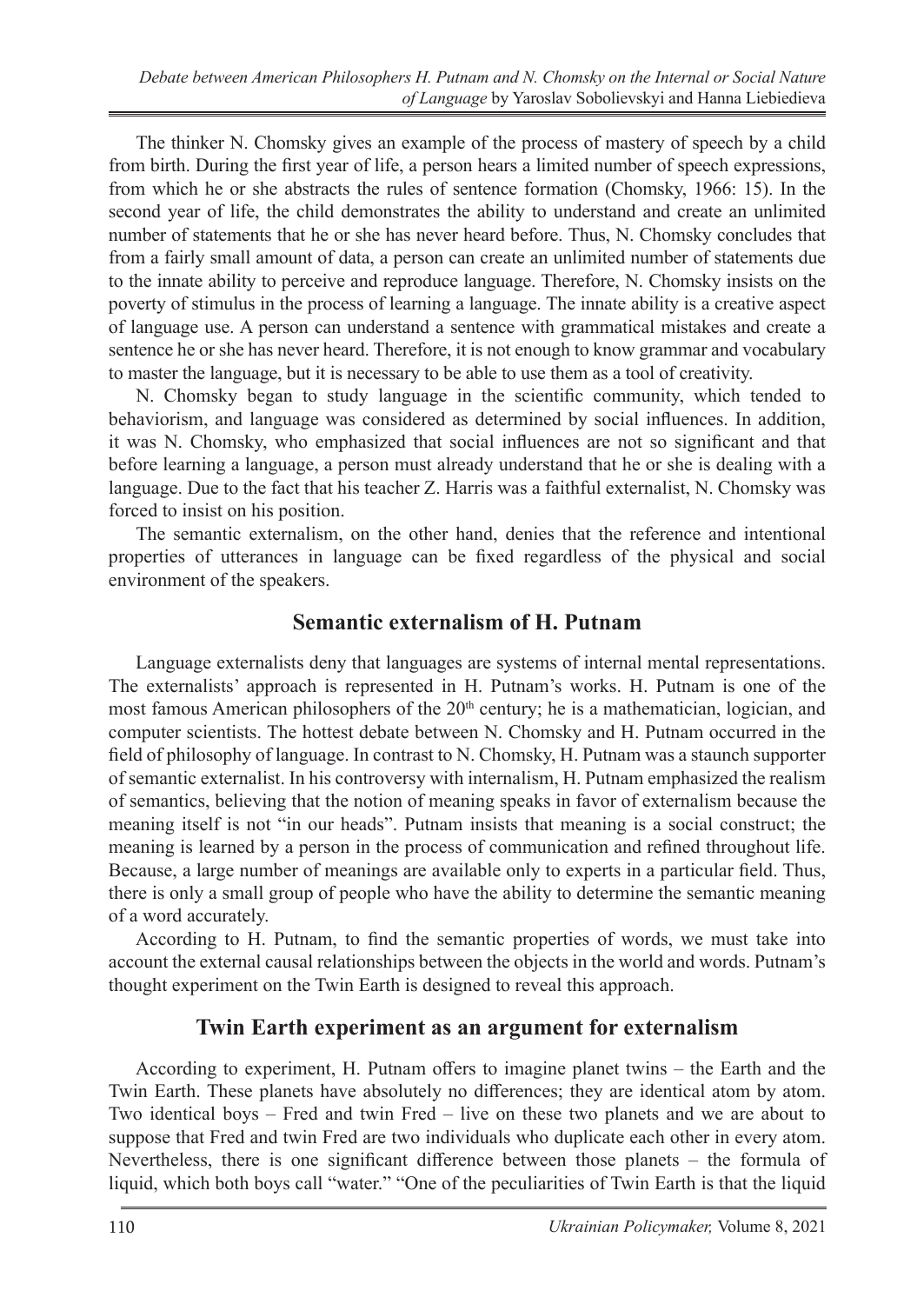The thinker N. Chomsky gives an example of the process of mastery of speech by a child from birth. During the first year of life, a person hears a limited number of speech expressions, from which he or she abstracts the rules of sentence formation (Chomsky, 1966: 15). In the second year of life, the child demonstrates the ability to understand and create an unlimited number of statements that he or she has never heard before. Thus, N. Chomsky concludes that from a fairly small amount of data, a person can create an unlimited number of statements due to the innate ability to perceive and reproduce language. Therefore, N. Chomsky insists on the poverty of stimulus in the process of learning a language. The innate ability is a creative aspect of language use. A person can understand a sentence with grammatical mistakes and create a sentence he or she has never heard. Therefore, it is not enough to know grammar and vocabulary to master the language, but it is necessary to be able to use them as a tool of creativity.

N. Chomsky began to study language in the scientific community, which tended to behaviorism, and language was considered as determined by social influences. In addition, it was N. Chomsky, who emphasized that social influences are not so significant and that before learning a language, a person must already understand that he or she is dealing with a language. Due to the fact that his teacher Z. Harris was a faithful externalist, N. Chomsky was forced to insist on his position.

The semantic externalism, on the other hand, denies that the reference and intentional properties of utterances in language can be fixed regardless of the physical and social environment of the speakers.

## Semantic externalism of H. Putnam

Language externalists deny that languages are systems of internal mental representations. The externalists' approach is represented in H. Putnam's works. H. Putnam is one of the most famous American philosophers of the 20th century; he is a mathematician, logician, and computer scientists. The hottest debate between N. Chomsky and H. Putnam occurred in the field of philosophy of language. In contrast to N. Chomsky, H. Putnam was a staunch supporter of semantic externalist. In his controversy with internalism, H. Putnam emphasized the realism of semantics, believing that the notion of meaning speaks in favor of externalism because the meaning itself is not "in our heads". Putnam insists that meaning is a social construct; the meaning is learned by a person in the process of communication and refined throughout life. Because, a large number of meanings are available only to experts in a particular field. Thus, there is only a small group of people who have the ability to determine the semantic meaning of a word accurately.

According to H. Putnam, to find the semantic properties of words, we must take into account the external causal relationships between the objects in the world and words. Putnam's thought experiment on the Twin Earth is designed to reveal this approach.

## Twin Earth experiment as an argument for externalism

According to experiment, H. Putnam offers to imagine planet twins – the Earth and the Twin Earth. These planets have absolutely no differences; they are identical atom by atom. Two identical boys – Fred and twin Fred – live on these two planets and we are about to suppose that Fred and twin Fred are two individuals who duplicate each other in every atom. Nevertheless, there is one significant difference between those planets – the formula of liquid, which both boys call "water." "One of the peculiarities of Twin Earth is that the liquid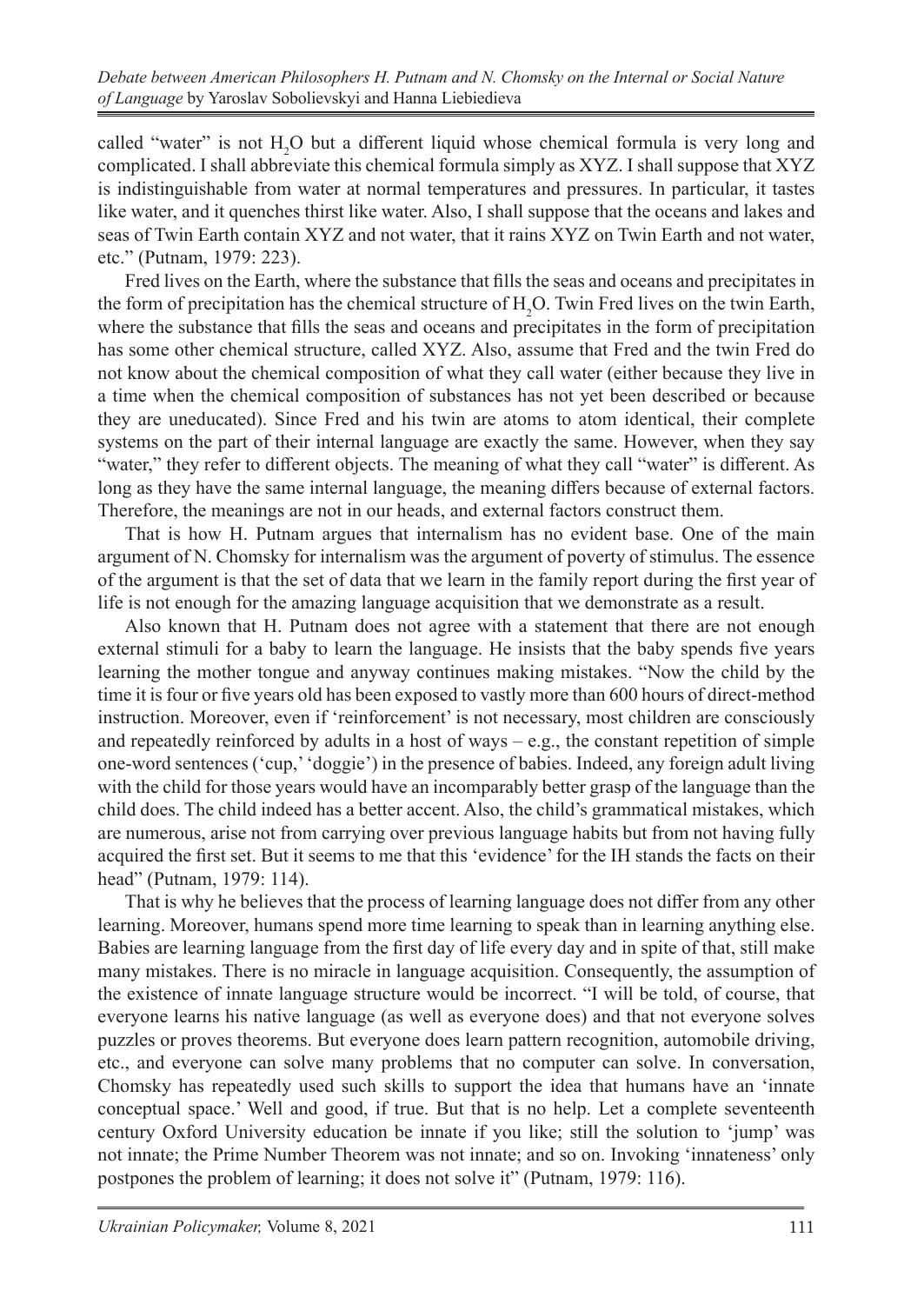called "water" is not $H_2O$ but a different liquid whose chemical formula is very long and complicated. I shall abbreviate this chemical formula simply as XYZ. I shall suppose that XYZ is indistinguishable from water at normal temperatures and pressures. In particular, it tastes like water, and it quenches thirst like water. Also, I shall suppose that the oceans and lakes and seas of Twin Earth contain XYZ and not water, that it rains XYZ on Twin Earth and not water, etc." (Putnam, 1979: 223).

Fred lives on the Earth, where the substance that fills the seas and oceans and precipitates in the form of precipitation has the chemical structure of $H_2O$. Twin Fred lives on the twin Earth, where the substance that fills the seas and oceans and precipitates in the form of precipitation has some other chemical structure, called XYZ. Also, assume that Fred and the twin Fred do not know about the chemical composition of what they call water (either because they live in a time when the chemical composition of substances has not yet been described or because they are uneducated). Since Fred and his twin are atoms to atom identical, their complete systems on the part of their internal language are exactly the same. However, when they say "water," they refer to different objects. The meaning of what they call "water" is different. As long as they have the same internal language, the meaning differs because of external factors. Therefore, the meanings are not in our heads, and external factors construct them.

That is how H. Putnam argues that internalism has no evident base. One of the main argument of N. Chomsky for internalism was the argument of poverty of stimulus. The essence of the argument is that the set of data that we learn in the family report during the first year of life is not enough for the amazing language acquisition that we demonstrate as a result.

Also known that H. Putnam does not agree with a statement that there are not enough external stimuli for a baby to learn the language. He insists that the baby spends five years learning the mother tongue and anyway continues making mistakes. "Now the child by the time it is four or five years old has been exposed to vastly more than 600 hours of direct-method instruction. Moreover, even if 'reinforcement' is not necessary, most children are consciously and repeatedly reinforced by adults in a host of ways – e.g., the constant repetition of simple one-word sentences ('cup,' 'doggie') in the presence of babies. Indeed, any foreign adult living with the child for those years would have an incomparably better grasp of the language than the child does. The child indeed has a better accent. Also, the child's grammatical mistakes, which are numerous, arise not from carrying over previous language habits but from not having fully acquired the first set. But it seems to me that this 'evidence' for the IH stands the facts on their head" (Putnam, 1979: 114).

That is why he believes that the process of learning language does not differ from any other learning. Moreover, humans spend more time learning to speak than in learning anything else. Babies are learning language from the first day of life every day and in spite of that, still make many mistakes. There is no miracle in language acquisition. Consequently, the assumption of the existence of innate language structure would be incorrect. "I will be told, of course, that everyone learns his native language (as well as everyone does) and that not everyone solves puzzles or proves theorems. But everyone does learn pattern recognition, automobile driving, etc., and everyone can solve many problems that no computer can solve. In conversation, Chomsky has repeatedly used such skills to support the idea that humans have an 'innate conceptual space.' Well and good, if true. But that is no help. Let a complete seventeenth century Oxford University education be innate if you like; still the solution to 'jump' was not innate; the Prime Number Theorem was not innate; and so on. Invoking 'innateness' only postpones the problem of learning; it does not solve it" (Putnam, 1979: 116).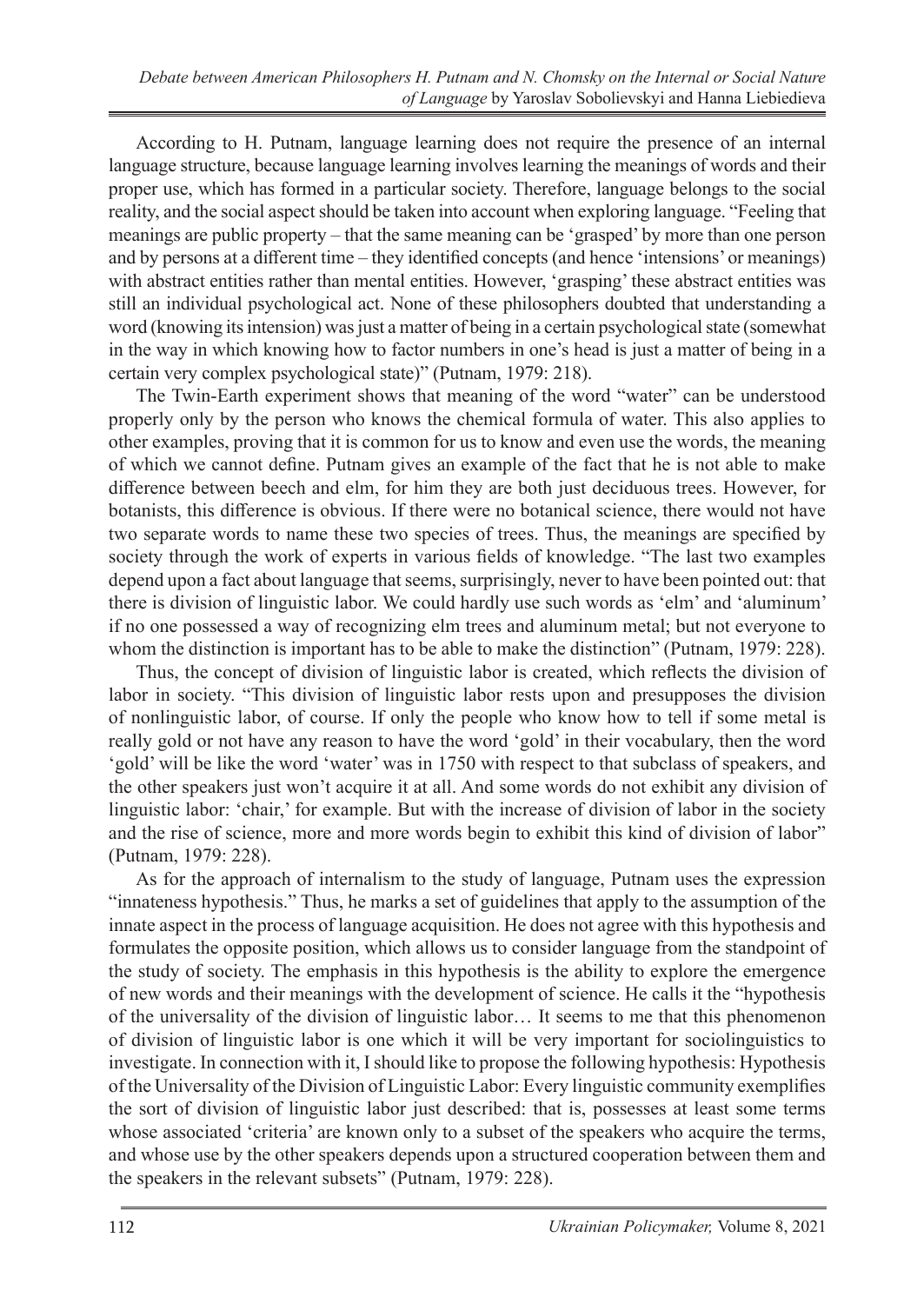According to H. Putnam, language learning does not require the presence of an internal language structure, because language learning involves learning the meanings of words and their proper use, which has formed in a particular society. Therefore, language belongs to the social reality, and the social aspect should be taken into account when exploring language. "Feeling that meanings are public property – that the same meaning can be 'grasped' by more than one person and by persons at a different time – they identified concepts (and hence 'intensions' or meanings) with abstract entities rather than mental entities. However, 'grasping' these abstract entities was still an individual psychological act. None of these philosophers doubted that understanding a word (knowing its intension) was just a matter of being in a certain psychological state (somewhat in the way in which knowing how to factor numbers in one's head is just a matter of being in a certain very complex psychological state)" (Putnam, 1979: 218).

The Twin-Earth experiment shows that meaning of the word "water" can be understood properly only by the person who knows the chemical formula of water. This also applies to other examples, proving that it is common for us to know and even use the words, the meaning of which we cannot define. Putnam gives an example of the fact that he is not able to make difference between beech and elm, for him they are both just deciduous trees. However, for botanists, this difference is obvious. If there were no botanical science, there would not have two separate words to name these two species of trees. Thus, the meanings are specified by society through the work of experts in various fields of knowledge. "The last two examples depend upon a fact about language that seems, surprisingly, never to have been pointed out: that there is division of linguistic labor. We could hardly use such words as 'elm' and 'aluminum' if no one possessed a way of recognizing elm trees and aluminum metal; but not everyone to whom the distinction is important has to be able to make the distinction" (Putnam, 1979: 228).

Thus, the concept of division of linguistic labor is created, which reflects the division of labor in society. "This division of linguistic labor rests upon and presupposes the division of nonlinguistic labor, of course. If only the people who know how to tell if some metal is really gold or not have any reason to have the word 'gold' in their vocabulary, then the word 'gold' will be like the word 'water' was in 1750 with respect to that subclass of speakers, and the other speakers just won't acquire it at all. And some words do not exhibit any division of linguistic labor: 'chair,' for example. But with the increase of division of labor in the society and the rise of science, more and more words begin to exhibit this kind of division of labor" (Putnam, 1979: 228).

As for the approach of internalism to the study of language, Putnam uses the expression "innateness hypothesis." Thus, he marks a set of guidelines that apply to the assumption of the innate aspect in the process of language acquisition. He does not agree with this hypothesis and formulates the opposite position, which allows us to consider language from the standpoint of the study of society. The emphasis in this hypothesis is the ability to explore the emergence of new words and their meanings with the development of science. He calls it the "hypothesis of the universality of the division of linguistic labor… It seems to me that this phenomenon of division of linguistic labor is one which it will be very important for sociolinguistics to investigate. In connection with it, I should like to propose the following hypothesis: Hypothesis of the Universality of the Division of Linguistic Labor: Every linguistic community exemplifies the sort of division of linguistic labor just described: that is, possesses at least some terms whose associated 'criteria' are known only to a subset of the speakers who acquire the terms, and whose use by the other speakers depends upon a structured cooperation between them and the speakers in the relevant subsets" (Putnam, 1979: 228).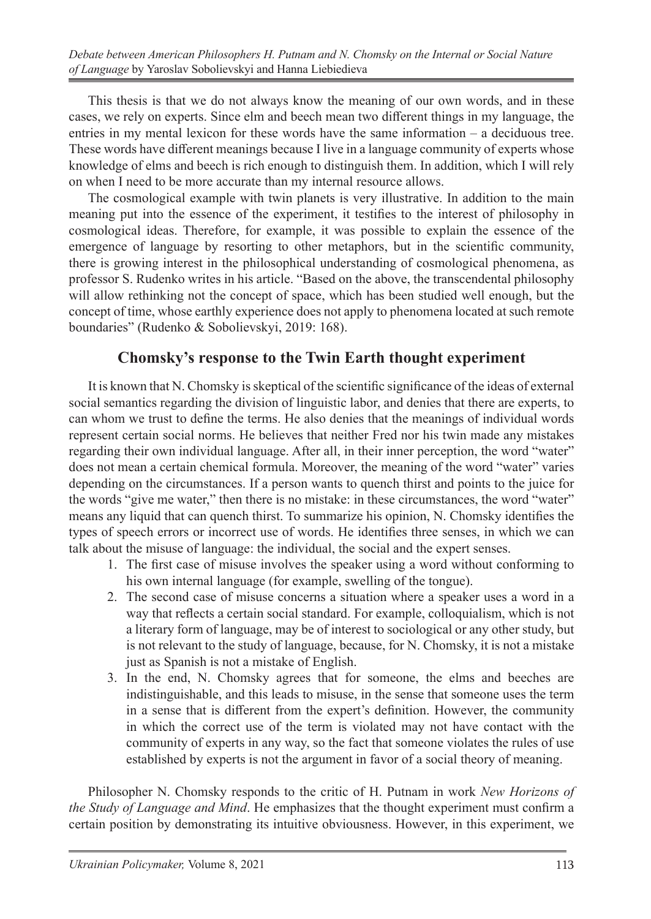This thesis is that we do not always know the meaning of our own words, and in these cases, we rely on experts. Since elm and beech mean two different things in my language, the entries in my mental lexicon for these words have the same information – a deciduous tree. These words have different meanings because I live in a language community of experts whose knowledge of elms and beech is rich enough to distinguish them. In addition, which I will rely on when I need to be more accurate than my internal resource allows.

The cosmological example with twin planets is very illustrative. In addition to the main meaning put into the essence of the experiment, it testifies to the interest of philosophy in cosmological ideas. Therefore, for example, it was possible to explain the essence of the emergence of language by resorting to other metaphors, but in the scientific community, there is growing interest in the philosophical understanding of cosmological phenomena, as professor S. Rudenko writes in his article. "Based on the above, the transcendental philosophy will allow rethinking not the concept of space, which has been studied well enough, but the concept of time, whose earthly experience does not apply to phenomena located at such remote boundaries" (Rudenko & Sobolievskyi, 2019: 168).

## Chomsky's response to the Twin Earth thought experiment

It is known that N. Chomsky is skeptical of the scientific significance of the ideas of external social semantics regarding the division of linguistic labor, and denies that there are experts, to can whom we trust to define the terms. He also denies that the meanings of individual words represent certain social norms. He believes that neither Fred nor his twin made any mistakes regarding their own individual language. After all, in their inner perception, the word "water" does not mean a certain chemical formula. Moreover, the meaning of the word "water" varies depending on the circumstances. If a person wants to quench thirst and points to the juice for the words "give me water," then there is no mistake: in these circumstances, the word "water" means any liquid that can quench thirst. To summarize his opinion, N. Chomsky identifies the types of speech errors or incorrect use of words. He identifies three senses, in which we can talk about the misuse of language: the individual, the social and the expert senses.

1. The first case of misuse involves the speaker using a word without conforming to his own internal language (for example, swelling of the tongue).
2. The second case of misuse concerns a situation where a speaker uses a word in a way that reflects a certain social standard. For example, colloquialism, which is not a literary form of language, may be of interest to sociological or any other study, but is not relevant to the study of language, because, for N. Chomsky, it is not a mistake just as Spanish is not a mistake of English.
3. In the end, N. Chomsky agrees that for someone, the elms and beeches are indistinguishable, and this leads to misuse, in the sense that someone uses the term in a sense that is different from the expert's definition. However, the community in which the correct use of the term is violated may not have contact with the community of experts in any way, so the fact that someone violates the rules of use established by experts is not the argument in favor of a social theory of meaning.

Philosopher N. Chomsky responds to the critic of H. Putnam in work *New Horizons of the Study of Language and Mind*. He emphasizes that the thought experiment must confirm a certain position by demonstrating its intuitive obviousness. However, in this experiment, we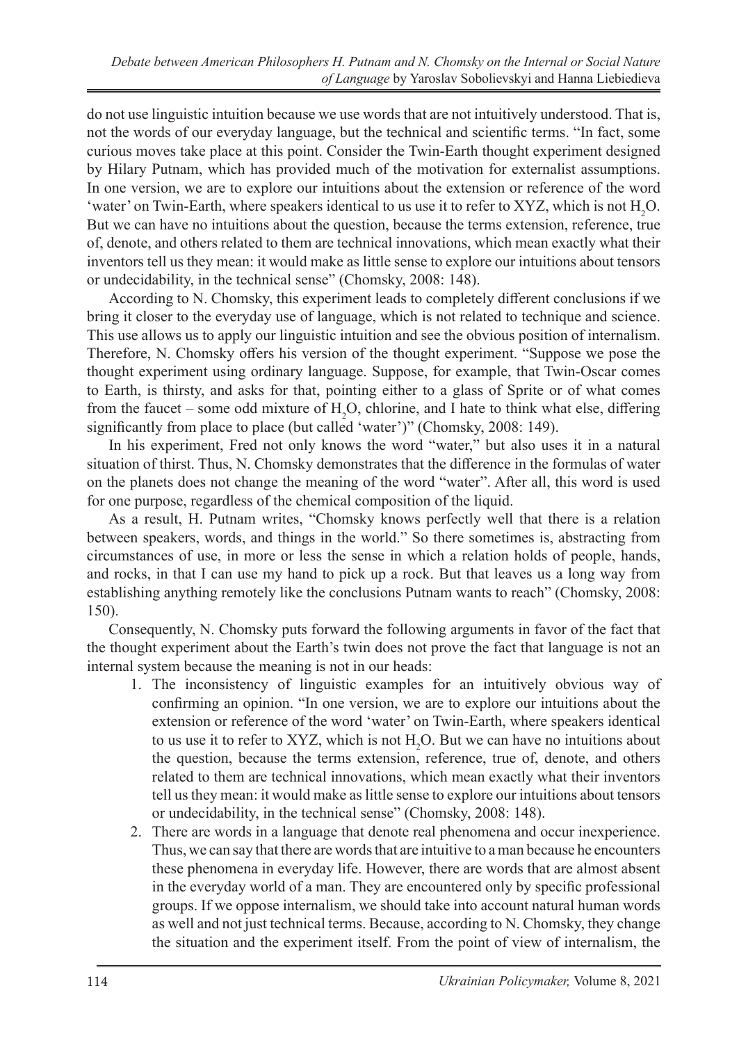do not use linguistic intuition because we use words that are not intuitively understood. That is, not the words of our everyday language, but the technical and scientific terms. "In fact, some curious moves take place at this point. Consider the Twin-Earth thought experiment designed by Hilary Putnam, which has provided much of the motivation for externalist assumptions. In one version, we are to explore our intuitions about the extension or reference of the word 'water' on Twin-Earth, where speakers identical to us use it to refer to XYZ, which is not $H_2O$. But we can have no intuitions about the question, because the terms extension, reference, true of, denote, and others related to them are technical innovations, which mean exactly what their inventors tell us they mean: it would make as little sense to explore our intuitions about tensors or undecidability, in the technical sense" (Chomsky, 2008: 148).

According to N. Chomsky, this experiment leads to completely different conclusions if we bring it closer to the everyday use of language, which is not related to technique and science. This use allows us to apply our linguistic intuition and see the obvious position of internalism. Therefore, N. Chomsky offers his version of the thought experiment. "Suppose we pose the thought experiment using ordinary language. Suppose, for example, that Twin-Oscar comes to Earth, is thirsty, and asks for that, pointing either to a glass of Sprite or of what comes from the faucet – some odd mixture of $H_2O$, chlorine, and I hate to think what else, differing significantly from place to place (but called 'water')" (Chomsky, 2008: 149).

In his experiment, Fred not only knows the word "water," but also uses it in a natural situation of thirst. Thus, N. Chomsky demonstrates that the difference in the formulas of water on the planets does not change the meaning of the word "water". After all, this word is used for one purpose, regardless of the chemical composition of the liquid.

As a result, H. Putnam writes, "Chomsky knows perfectly well that there is a relation between speakers, words, and things in the world." So there sometimes is, abstracting from circumstances of use, in more or less the sense in which a relation holds of people, hands, and rocks, in that I can use my hand to pick up a rock. But that leaves us a long way from establishing anything remotely like the conclusions Putnam wants to reach" (Chomsky, 2008: 150).

Consequently, N. Chomsky puts forward the following arguments in favor of the fact that the thought experiment about the Earth's twin does not prove the fact that language is not an internal system because the meaning is not in our heads:

1. The inconsistency of linguistic examples for an intuitively obvious way of confirming an opinion. "In one version, we are to explore our intuitions about the extension or reference of the word 'water' on Twin-Earth, where speakers identical to us use it to refer to XYZ, which is not $H_2O$. But we can have no intuitions about the question, because the terms extension, reference, true of, denote, and others related to them are technical innovations, which mean exactly what their inventors tell us they mean: it would make as little sense to explore our intuitions about tensors or undecidability, in the technical sense" (Chomsky, 2008: 148).
2. There are words in a language that denote real phenomena and occur inexperience. Thus, we can say that there are words that are intuitive to a man because he encounters these phenomena in everyday life. However, there are words that are almost absent in the everyday world of a man. They are encountered only by specific professional groups. If we oppose internalism, we should take into account natural human words as well and not just technical terms. Because, according to N. Chomsky, they change the situation and the experiment itself. From the point of view of internalism, the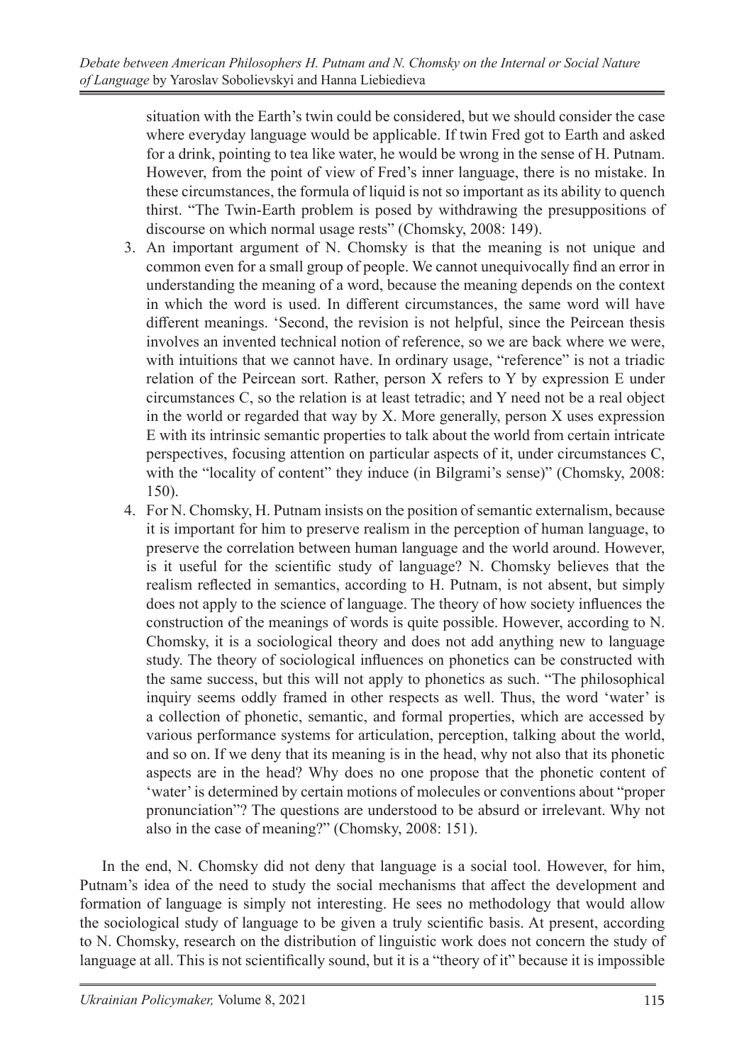situation with the Earth's twin could be considered, but we should consider the case where everyday language would be applicable. If twin Fred got to Earth and asked for a drink, pointing to tea like water, he would be wrong in the sense of H. Putnam. However, from the point of view of Fred's inner language, there is no mistake. In these circumstances, the formula of liquid is not so important as its ability to quench thirst. "The Twin-Earth problem is posed by withdrawing the presuppositions of discourse on which normal usage rests" (Chomsky, 2008: 149).

3. An important argument of N. Chomsky is that the meaning is not unique and common even for a small group of people. We cannot unequivocally find an error in understanding the meaning of a word, because the meaning depends on the context in which the word is used. In different circumstances, the same word will have different meanings. 'Second, the revision is not helpful, since the Peircean thesis involves an invented technical notion of reference, so we are back where we were, with intuitions that we cannot have. In ordinary usage, "reference" is not a triadic relation of the Peircean sort. Rather, person X refers to Y by expression E under circumstances C, so the relation is at least tetradic; and Y need not be a real object in the world or regarded that way by X. More generally, person X uses expression E with its intrinsic semantic properties to talk about the world from certain intricate perspectives, focusing attention on particular aspects of it, under circumstances C, with the "locality of content" they induce (in Bilgrami's sense)" (Chomsky, 2008: 150).
4. For N. Chomsky, H. Putnam insists on the position of semantic externalism, because it is important for him to preserve realism in the perception of human language, to preserve the correlation between human language and the world around. However, is it useful for the scientific study of language? N. Chomsky believes that the realism reflected in semantics, according to H. Putnam, is not absent, but simply does not apply to the science of language. The theory of how society influences the construction of the meanings of words is quite possible. However, according to N. Chomsky, it is a sociological theory and does not add anything new to language study. The theory of sociological influences on phonetics can be constructed with the same success, but this will not apply to phonetics as such. "The philosophical inquiry seems oddly framed in other respects as well. Thus, the word 'water' is a collection of phonetic, semantic, and formal properties, which are accessed by various performance systems for articulation, perception, talking about the world, and so on. If we deny that its meaning is in the head, why not also that its phonetic aspects are in the head? Why does no one propose that the phonetic content of 'water' is determined by certain motions of molecules or conventions about "proper pronunciation"? The questions are understood to be absurd or irrelevant. Why not also in the case of meaning?" (Chomsky, 2008: 151).

In the end, N. Chomsky did not deny that language is a social tool. However, for him, Putnam's idea of the need to study the social mechanisms that affect the development and formation of language is simply not interesting. He sees no methodology that would allow the sociological study of language to be given a truly scientific basis. At present, according to N. Chomsky, research on the distribution of linguistic work does not concern the study of language at all. This is not scientifically sound, but it is a "theory of it" because it is impossible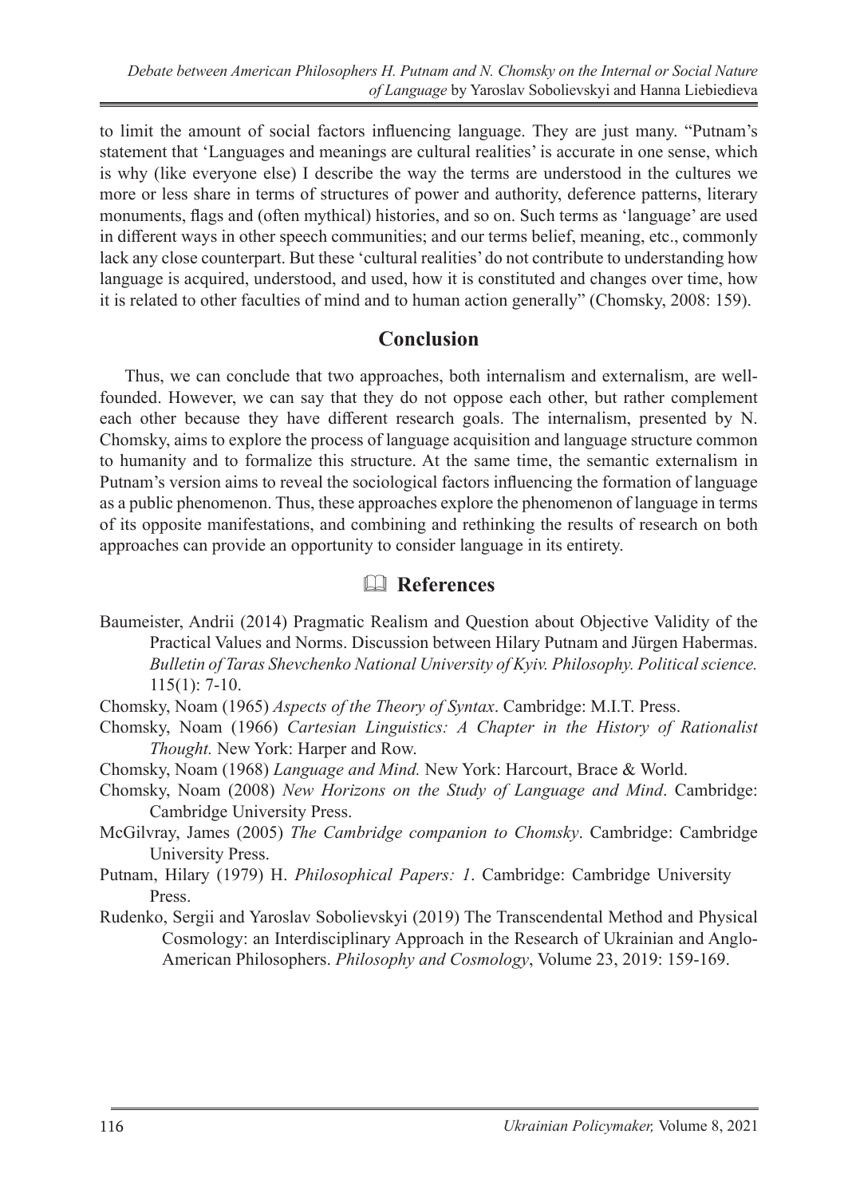to limit the amount of social factors influencing language. They are just many. "Putnam's statement that 'Languages and meanings are cultural realities' is accurate in one sense, which is why (like everyone else) I describe the way the terms are understood in the cultures we more or less share in terms of structures of power and authority, deference patterns, literary monuments, flags and (often mythical) histories, and so on. Such terms as 'language' are used in different ways in other speech communities; and our terms belief, meaning, etc., commonly lack any close counterpart. But these 'cultural realities' do not contribute to understanding how language is acquired, understood, and used, how it is constituted and changes over time, how it is related to other faculties of mind and to human action generally" (Chomsky, 2008: 159).

## Conclusion

Thus, we can conclude that two approaches, both internalism and externalism, are well-founded. However, we can say that they do not oppose each other, but rather complement each other because they have different research goals. The internalism, presented by N. Chomsky, aims to explore the process of language acquisition and language structure common to humanity and to formalize this structure. At the same time, the semantic externalism in Putnam's version aims to reveal the sociological factors influencing the formation of language as a public phenomenon. Thus, these approaches explore the phenomenon of language in terms of its opposite manifestations, and combining and rethinking the results of research on both approaches can provide an opportunity to consider language in its entirety.

## 🕮 References

Baumeister, Andrii (2014) Pragmatic Realism and Question about Objective Validity of the Practical Values and Norms. Discussion between Hilary Putnam and Jürgen Habermas. *Bulletin of Taras Shevchenko National University of Kyiv. Philosophy. Political science.* 115(1): 7-10.

Chomsky, Noam (1965) *Aspects of the Theory of Syntax*. Cambridge: M.I.T. Press.

Chomsky, Noam (1966) *Cartesian Linguistics: A Chapter in the History of Rationalist Thought.* New York: Harper and Row.

Chomsky, Noam (1968) *Language and Mind.* New York: Harcourt, Brace & World.

Chomsky, Noam (2008) *New Horizons on the Study of Language and Mind*. Cambridge: Cambridge University Press.

McGilvray, James (2005) *The Cambridge companion to Chomsky*. Cambridge: Cambridge University Press.

Putnam, Hilary (1979) H. *Philosophical Papers: 1*. Cambridge: Cambridge University Press.

Rudenko, Sergii and Yaroslav Sobolievskyi (2019) The Transcendental Method and Physical Cosmology: an Interdisciplinary Approach in the Research of Ukrainian and Anglo-American Philosophers. *Philosophy and Cosmology*, Volume 23, 2019: 159-169.